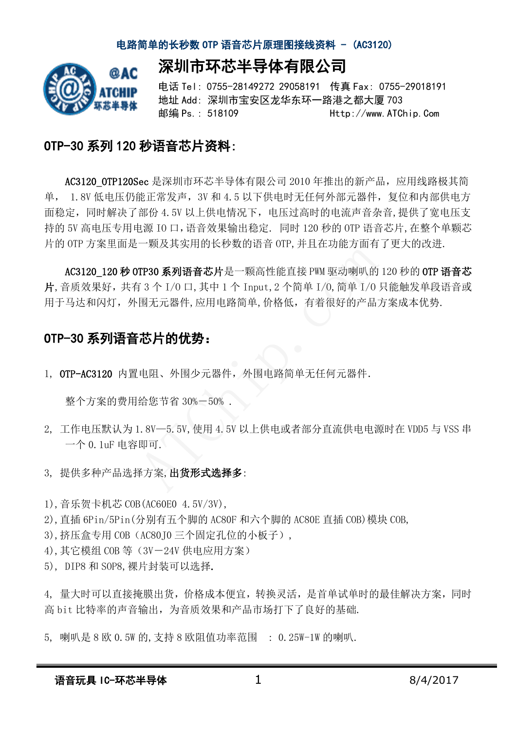# 深圳市环芯半导体有限公司

电话 Tel: 0755-28149272 29058191　传真 Fax: 0755-29018191
地址 Add: 深圳市宝安区龙华东环一路港之都大厦 703
邮编 Ps.: 518109　　Http://www.ATChip.Com

## OTP-30 系列 120 秒语音芯片资料:

AC3120_OTP120Sec 是深圳市环芯半导体有限公司 2010 年推出的新产品，应用线路极其简单， 1.8V 低电压仍能正常发声，3V 和 4.5 以下供电时无任何外部元器件，复位和内部供电方面稳定，同时解决了部份 4.5V 以上供电情况下，电压过高时的电流声音杂音,提供了宽电压支持的 5V 高电压专用电源 IO 口,语音效果输出稳定. 同时 120 秒的 OTP 语音芯片,在整个单颗芯片的 OTP 方案里面是一颗及其实用的长秒数的语音 OTP,并且在功能方面有了更大的改进.

**AC3120_120 秒 OTP30 系列语音芯片**是一颗高性能直接 PWM 驱动喇叭的 120 秒的 **OTP 语音芯片**,音质效果好，共有 3 个 I/O 口,其中 1 个 Input,2 个简单 I/O,简单 I/O 只能触发单段语音或用于马达和闪灯，外围无元器件,应用电路简单,价格低，有着很好的产品方案成本优势.

## OTP-30 系列语音芯片的优势：

1, **OTP-AC3120** 内置电阻、外围少元器件，外围电路简单无任何元器件.

整个方案的费用给您节省 30%－50% .

2, 工作电压默认为 1.8V—5.5V,使用 4.5V 以上供电或者部分直流供电电源时在 VDD5 与 VSS 串一个 0.1uF 电容即可.

3, 提供多种产品选择方案,**出货形式选择多**:

1),音乐贺卡机芯 COB(AC60E0 4.5V/3V),
2),直插 6Pin/5Pin(分别有五个脚的 AC80F 和六个脚的 AC80E 直插 COB)模块 COB,
3),挤压盒专用 COB（AC80J0 三个固定孔位的小板子）,
4),其它模组 COB 等（3V－24V 供电应用方案）
5), DIP8 和 SOP8,裸片封装可以选择.

4, 量大时可以直接掩膜出货，价格成本便宜，转换灵活，是首单试单时的最佳解决方案，同时高 bit 比特率的声音输出，为音质效果和产品市场打下了良好的基础.

5, 喇叭是 8 欧 0.5W 的,支持 8 欧阻值功率范围 : 0.25W-1W 的喇叭.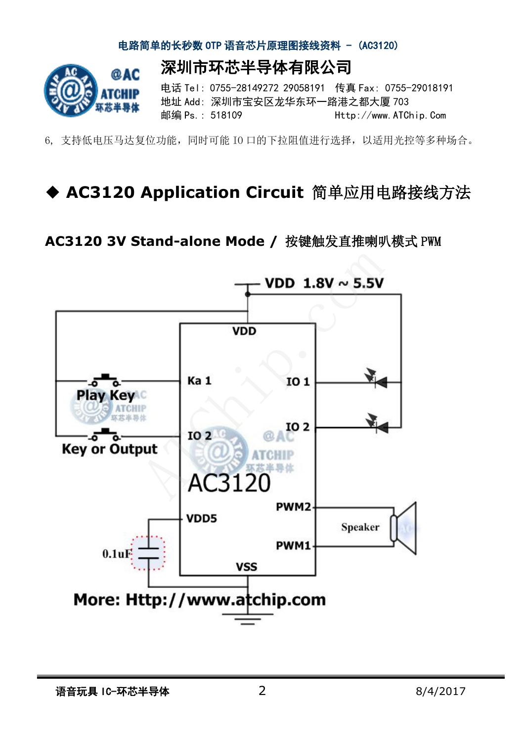6, 支持低电压马达复位功能，同时可能 IO 口的下拉阻值进行选择，以适用光控等多种场合。

## ◆ AC3120 Application Circuit 简单应用电路接线方法

### AC3120 3V Stand-alone Mode / 按键触发直推喇叭模式 PWM

VDD 1.8V ~ 5.5V

VDD

Ka 1

IO 1

Play Key

IO 2

IO 2

Key or Output

AC3120

PWM2

VDD5

Speaker

0.1uF

PWM1

VSS

More: Http://www.atchip.com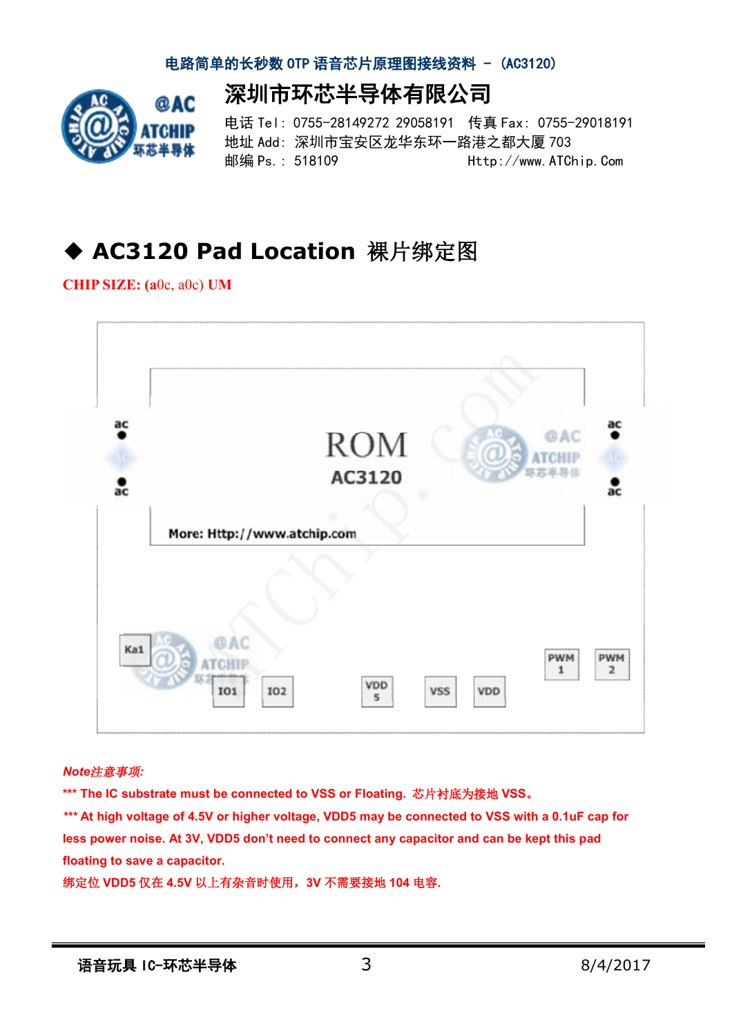# 深圳市环芯半导体有限公司

电话 Tel：0755-28149272 29058191　传真 Fax：0755-29018191
地址 Add：深圳市宝安区龙华东环一路港之都大厦 703
邮编 Ps.：518109　　　　　Http://www.ATChip.Com

## ◆ AC3120 Pad Location 裸片绑定图

**CHIP SIZE: (a0c, a0c) UM**

ROM
AC3120
More: Http://www.atchip.com

Ka1　IO1　IO2　VDD5　VSS　VDD　PWM1　PWM2

***Note注意事项:***

**\*\*\* The IC substrate must be connected to VSS or Floating. 芯片衬底为接地 VSS。**

**\*\*\* At high voltage of 4.5V or higher voltage, VDD5 may be connected to VSS with a 0.1uF cap for less power noise. At 3V, VDD5 don't need to connect any capacitor and can be kept this pad floating to save a capacitor.**

**绑定位 VDD5 仅在 4.5V 以上有杂音时使用，3V 不需要接地 104 电容.**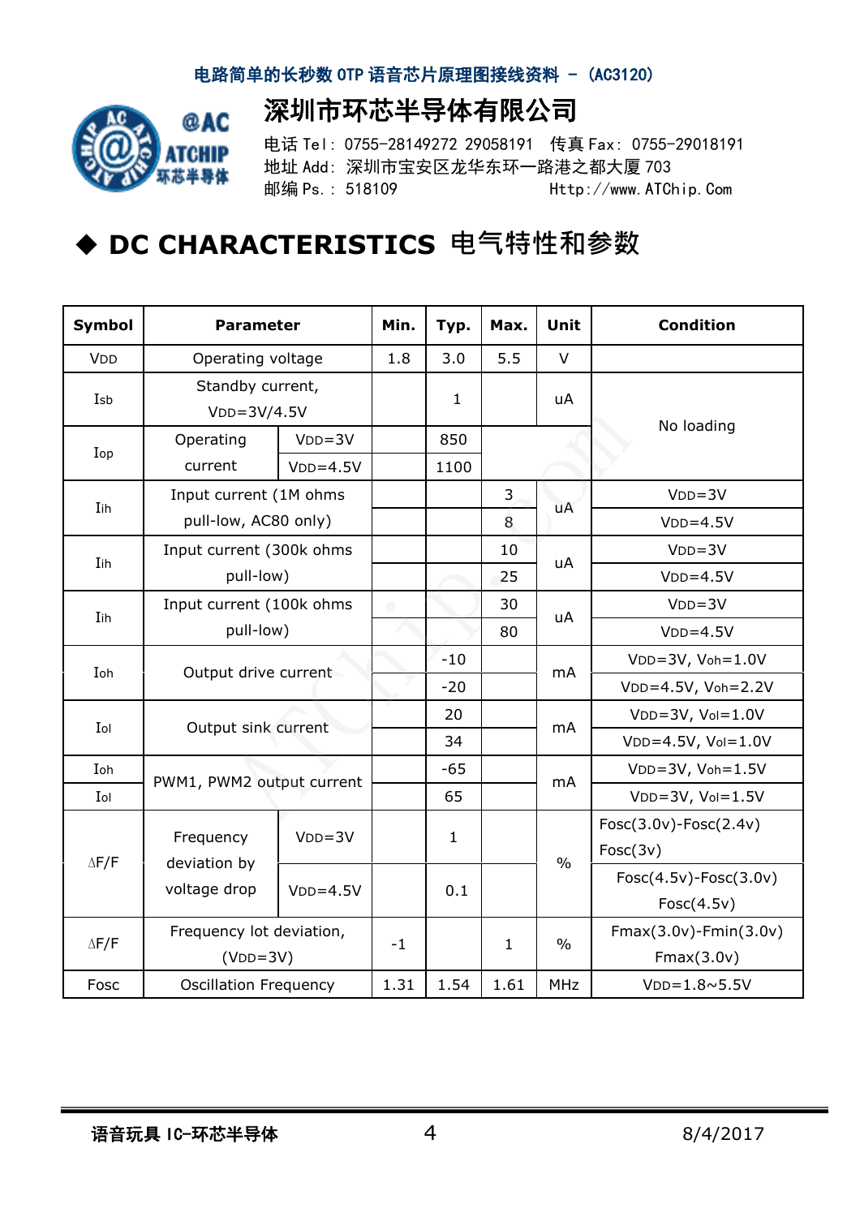电路简单的长秒数 OTP 语音芯片原理图接线资料 – (AC3120)

# 深圳市环芯半导体有限公司

电话 Tel: 0755-28149272 29058191　传真 Fax: 0755-29018191
地址 Add: 深圳市宝安区龙华东环一路港之都大厦 703
邮编 Ps.: 518109　Http://www.ATChip.Com

## ◆ DC CHARACTERISTICS 电气特性和参数

| Symbol | Parameter | | Min. | Typ. | Max. | Unit | Condition |
|---|---|---|---|---|---|---|---|
| VDD | Operating voltage | | 1.8 | 3.0 | 5.5 | V | |
| Isb | Standby current, VDD=3V/4.5V | | | 1 | | uA | No loading |
| Iop | Operating current | VDD=3V | | 850 | | | |
| | | VDD=4.5V | | 1100 | | | |
| Iih | Input current (1M ohms pull-low, AC80 only) | | | | 3 | uA | VDD=3V |
| | | | | | 8 | | VDD=4.5V |
| Iih | Input current (300k ohms pull-low) | | | | 10 | uA | VDD=3V |
| | | | | | 25 | | VDD=4.5V |
| Iih | Input current (100k ohms pull-low) | | | | 30 | uA | VDD=3V |
| | | | | | 80 | | VDD=4.5V |
| Ioh | Output drive current | | | -10 | | mA | VDD=3V, Voh=1.0V |
| | | | | -20 | | | VDD=4.5V, Voh=2.2V |
| Iol | Output sink current | | | 20 | | mA | VDD=3V, Vol=1.0V |
| | | | | 34 | | | VDD=4.5V, Vol=1.0V |
| Ioh | PWM1, PWM2 output current | | | -65 | | mA | VDD=3V, Voh=1.5V |
| Iol | | | | 65 | | | VDD=3V, Vol=1.5V |
| ∆F/F | Frequency deviation by voltage drop | VDD=3V | | 1 | | % | Fosc(3.0v)-Fosc(2.4v) / Fosc(3v) |
| | | VDD=4.5V | | 0.1 | | | Fosc(4.5v)-Fosc(3.0v) / Fosc(4.5v) |
| ∆F/F | Frequency lot deviation, (VDD=3V) | | -1 | | 1 | % | Fmax(3.0v)-Fmin(3.0v) / Fmax(3.0v) |
| Fosc | Oscillation Frequency | | 1.31 | 1.54 | 1.61 | MHz | VDD=1.8~5.5V |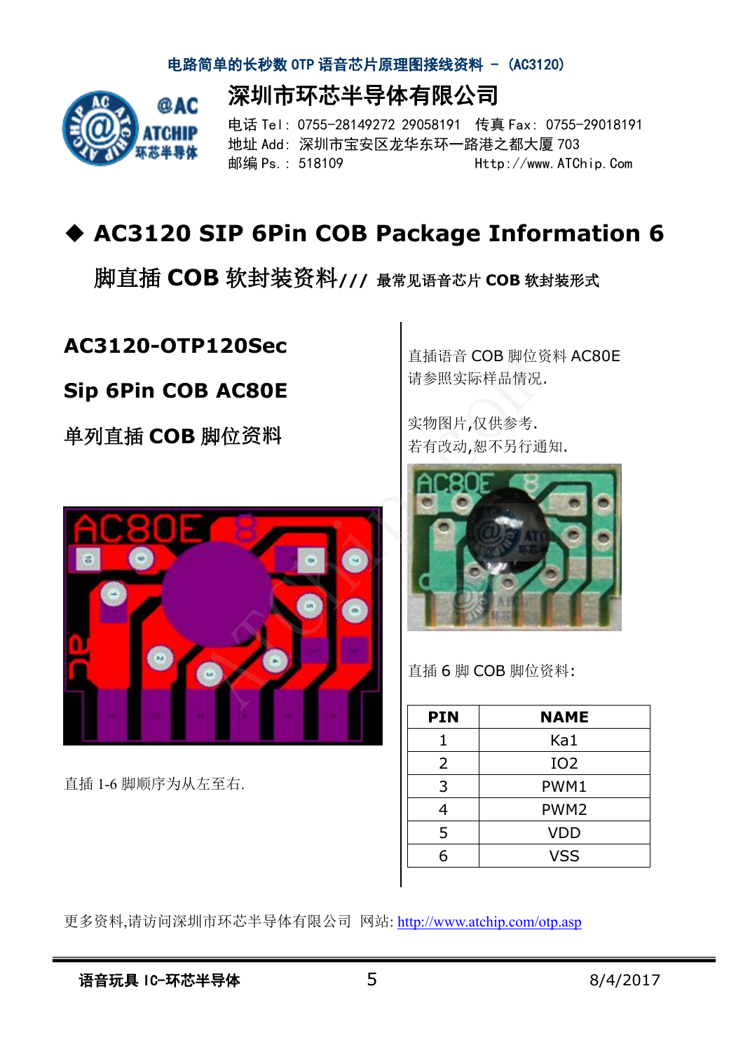## ◆ AC3120 SIP 6Pin COB Package Information 6 脚直插 COB 软封装资料/// 最常见语音芯片 COB 软封装形式

**AC3120-OTP120Sec**

**Sip 6Pin COB AC80E**

**单列直插 COB 脚位资料**

直插 1-6 脚顺序为从左至右.

直插语音 COB 脚位资料 AC80E
请参照实际样品情况.

实物图片,仅供参考.
若有改动,恕不另行通知.

直插 6 脚 COB 脚位资料:

| PIN | NAME |
|---|---|
| 1 | Ka1 |
| 2 | IO2 |
| 3 | PWM1 |
| 4 | PWM2 |
| 5 | VDD |
| 6 | VSS |

更多资料,请访问深圳市环芯半导体有限公司 网站: http://www.atchip.com/otp.asp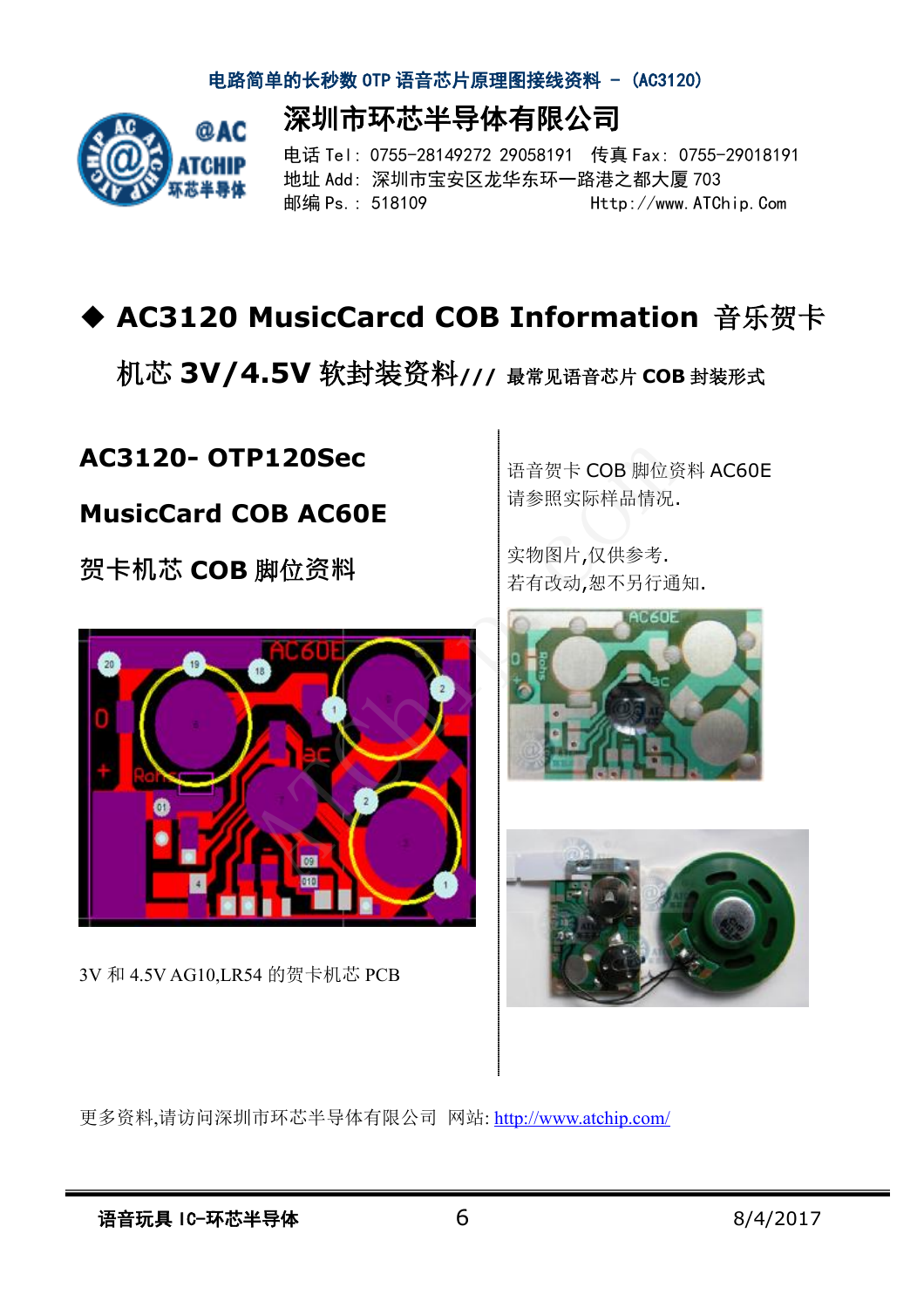## ◆ AC3120 MusicCarcd COB Information 音乐贺卡机芯 3V/4.5V 软封装资料/// 最常见语音芯片 COB 封装形式

### AC3120- OTP120Sec

### MusicCard COB AC60E

### 贺卡机芯 COB 脚位资料

3V 和 4.5V AG10,LR54 的贺卡机芯 PCB

语音贺卡 COB 脚位资料 AC60E
请参照实际样品情况.

实物图片,仅供参考.
若有改动,恕不另行通知.

更多资料,请访问深圳市环芯半导体有限公司 网站: http://www.atchip.com/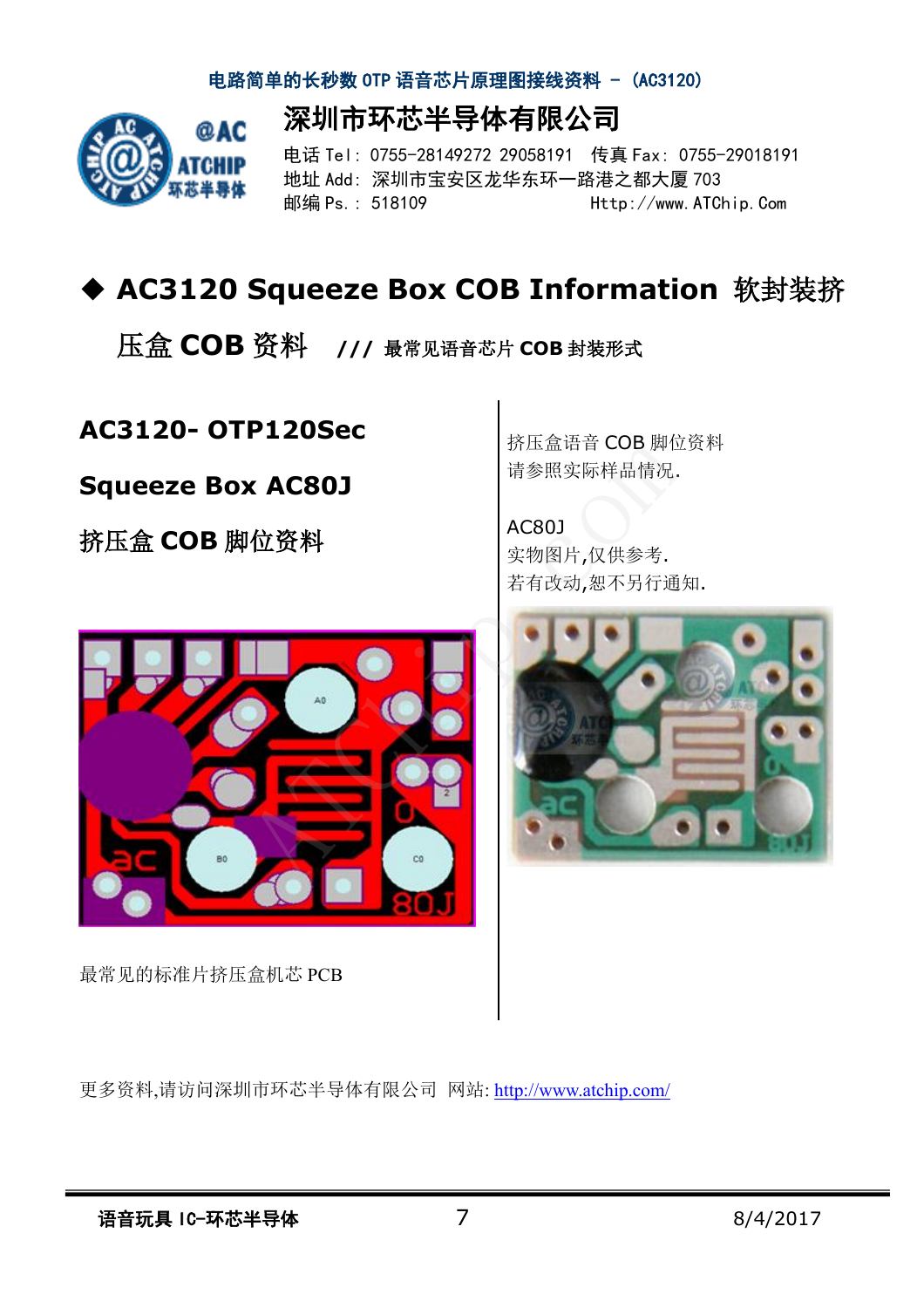# ◆ AC3120 Squeeze Box COB Information 软封装挤压盒 COB 资料 /// 最常见语音芯片 COB 封装形式

**AC3120- OTP120Sec**

**Squeeze Box AC80J**

**挤压盒 COB 脚位资料**

最常见的标准片挤压盒机芯 PCB

挤压盒语音 COB 脚位资料
请参照实际样品情况.

AC80J
实物图片,仅供参考.
若有改动,恕不另行通知.

更多资料,请访问深圳市环芯半导体有限公司 网站: http://www.atchip.com/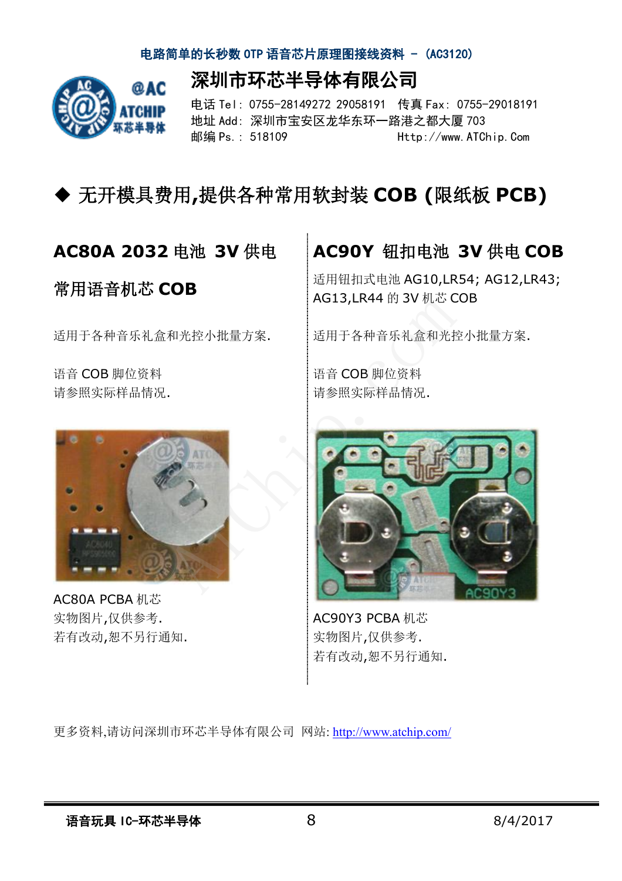◆ 无开模具费用,提供各种常用软封装 COB (限纸板 PCB)

## AC80A 2032 电池 3V 供电常用语音机芯 COB

适用于各种音乐礼盒和光控小批量方案.

语音 COB 脚位资料
请参照实际样品情况.

AC80A PCBA 机芯
实物图片,仅供参考.
若有改动,恕不另行通知.

## AC90Y 钮扣电池 3V 供电 COB

适用钮扣式电池 AG10,LR54; AG12,LR43; AG13,LR44 的 3V 机芯 COB

适用于各种音乐礼盒和光控小批量方案.

语音 COB 脚位资料
请参照实际样品情况.

AC90Y3 PCBA 机芯
实物图片,仅供参考.
若有改动,恕不另行通知.

更多资料,请访问深圳市环芯半导体有限公司 网站: http://www.atchip.com/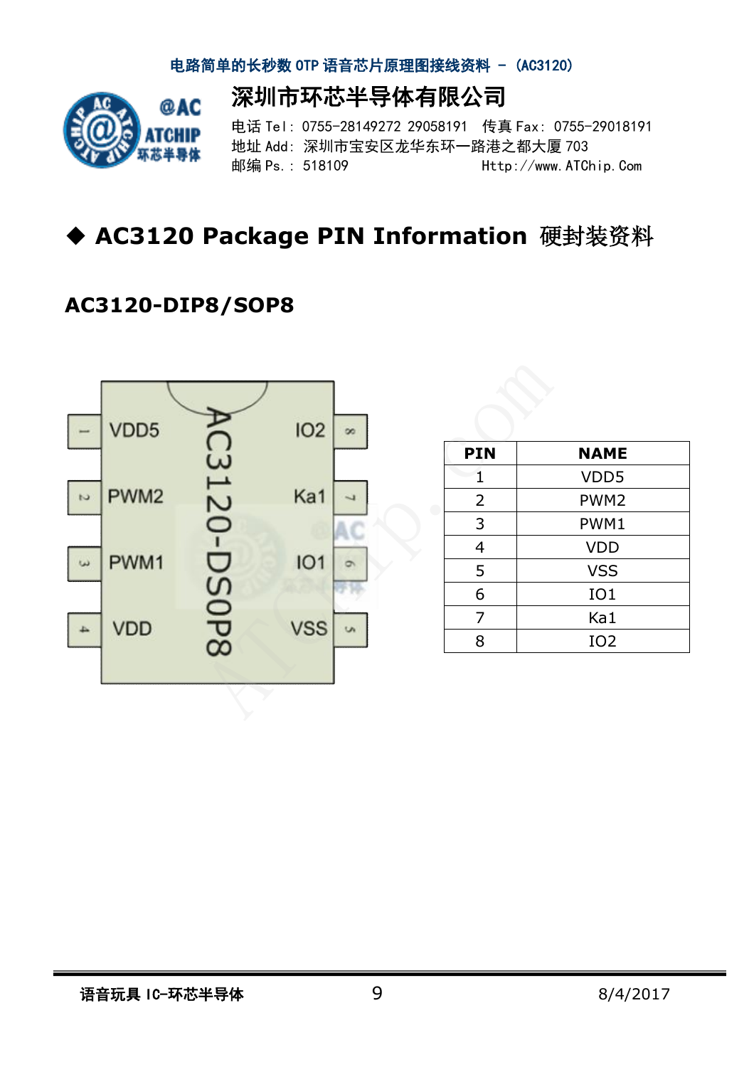## ◆ AC3120 Package PIN Information 硬封装资料

### AC3120-DIP8/SOP8

| PIN | NAME |
|---|---|
| 1 | VDD5 |
| 2 | PWM2 |
| 3 | PWM1 |
| 4 | VDD |
| 5 | VSS |
| 6 | IO1 |
| 7 | Ka1 |
| 8 | IO2 |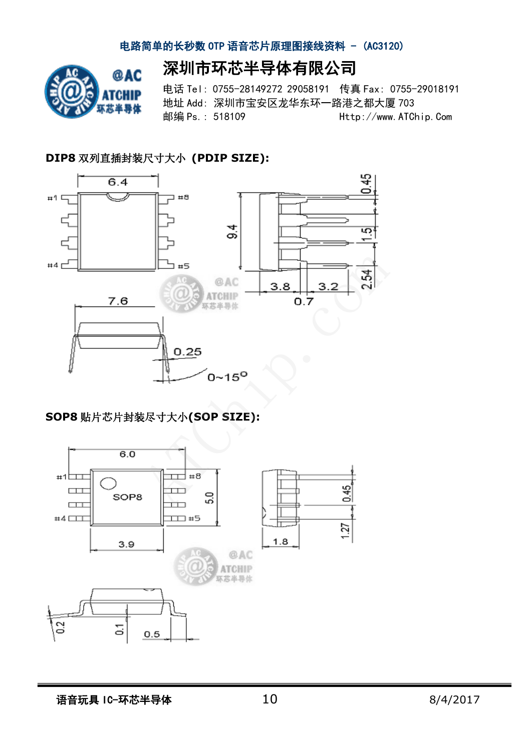**DIP8 双列直插封装尺寸大小 (PDIP SIZE):**

**SOP8 贴片芯片封装尽寸大小(SOP SIZE):**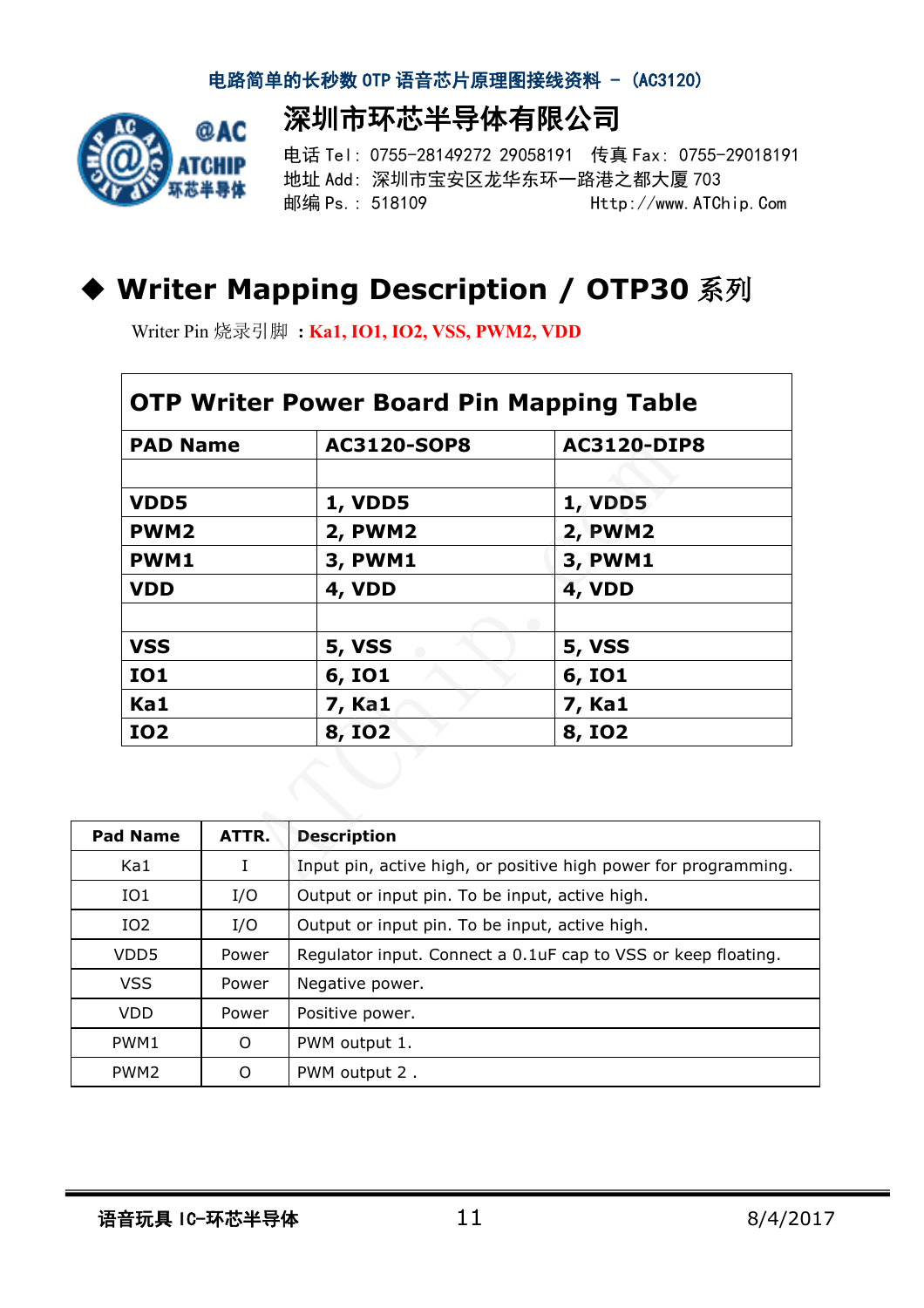## ◆ Writer Mapping Description / OTP30 系列

Writer Pin 烧录引脚 **：Ka1, IO1, IO2, VSS, PWM2, VDD**

**OTP Writer Power Board Pin Mapping Table**

| PAD Name | AC3120-SOP8 | AC3120-DIP8 |
|---|---|---|
| | | |
| VDD5 | 1, VDD5 | 1, VDD5 |
| PWM2 | 2, PWM2 | 2, PWM2 |
| PWM1 | 3, PWM1 | 3, PWM1 |
| VDD | 4, VDD | 4, VDD |
| | | |
| VSS | 5, VSS | 5, VSS |
| IO1 | 6, IO1 | 6, IO1 |
| Ka1 | 7, Ka1 | 7, Ka1 |
| IO2 | 8, IO2 | 8, IO2 |

| Pad Name | ATTR. | Description |
|---|---|---|
| Ka1 | I | Input pin, active high, or positive high power for programming. |
| IO1 | I/O | Output or input pin. To be input, active high. |
| IO2 | I/O | Output or input pin. To be input, active high. |
| VDD5 | Power | Regulator input. Connect a 0.1uF cap to VSS or keep floating. |
| VSS | Power | Negative power. |
| VDD | Power | Positive power. |
| PWM1 | O | PWM output 1. |
| PWM2 | O | PWM output 2 . |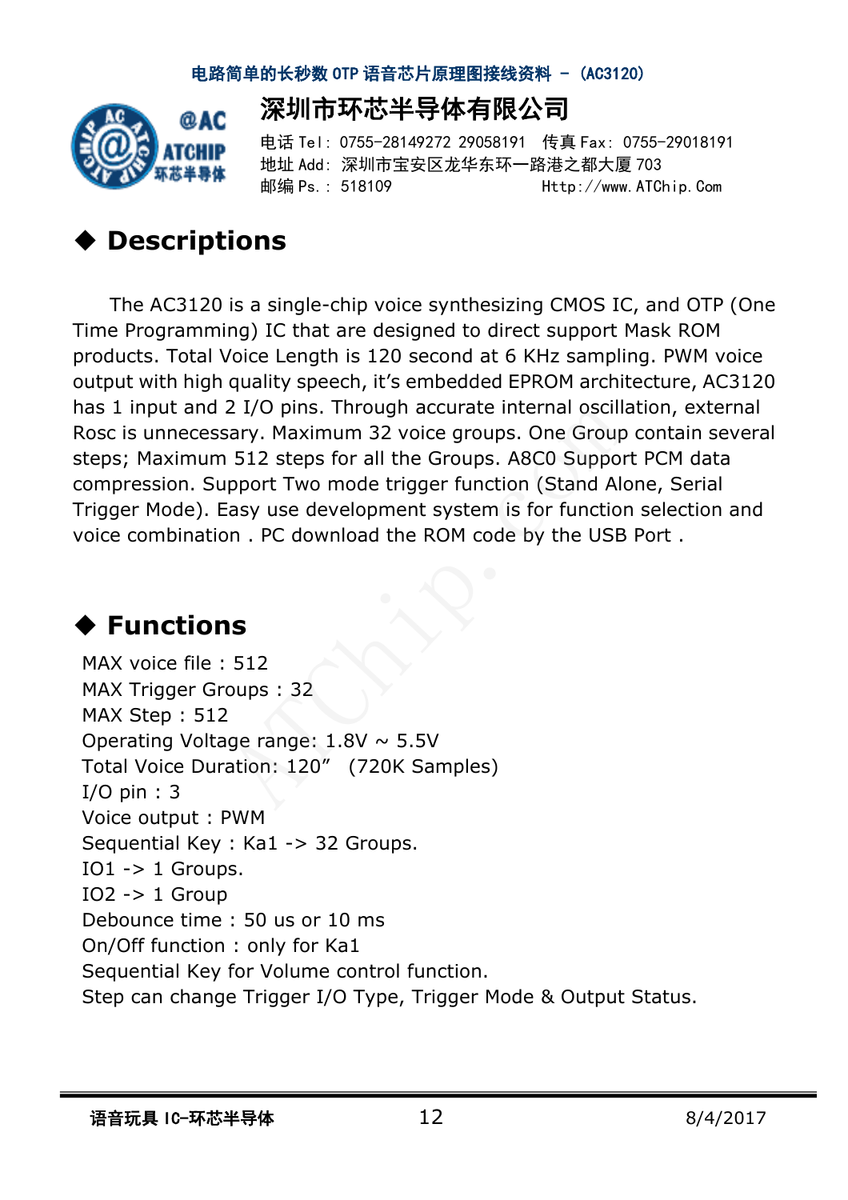## ◆ Descriptions

The AC3120 is a single-chip voice synthesizing CMOS IC, and OTP (One Time Programming) IC that are designed to direct support Mask ROM products. Total Voice Length is 120 second at 6 KHz sampling. PWM voice output with high quality speech, it's embedded EPROM architecture, AC3120 has 1 input and 2 I/O pins. Through accurate internal oscillation, external Rosc is unnecessary. Maximum 32 voice groups. One Group contain several steps; Maximum 512 steps for all the Groups. A8C0 Support PCM data compression. Support Two mode trigger function (Stand Alone, Serial Trigger Mode). Easy use development system is for function selection and voice combination . PC download the ROM code by the USB Port .

## ◆ Functions

MAX voice file : 512
MAX Trigger Groups : 32
MAX Step : 512
Operating Voltage range: 1.8V ~ 5.5V
Total Voice Duration: 120" (720K Samples)
I/O pin : 3
Voice output : PWM
Sequential Key : Ka1 -> 32 Groups.
IO1 -> 1 Groups.
IO2 -> 1 Group
Debounce time : 50 us or 10 ms
On/Off function : only for Ka1
Sequential Key for Volume control function.
Step can change Trigger I/O Type, Trigger Mode & Output Status.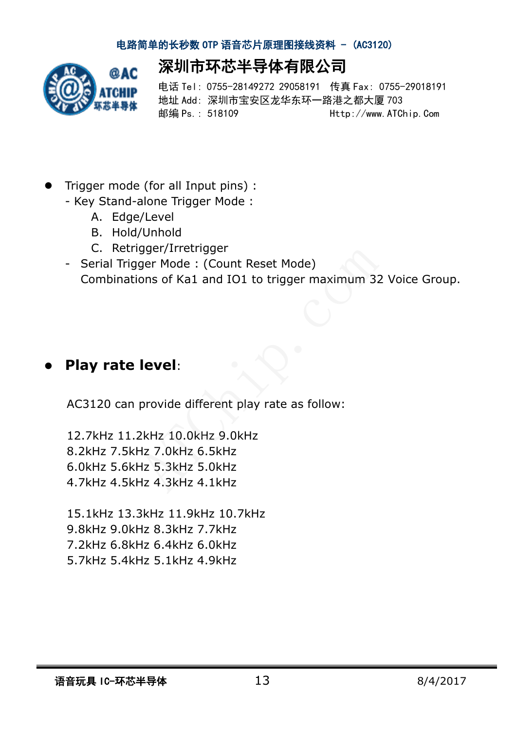- Trigger mode (for all Input pins) :
  - Key Stand-alone Trigger Mode :
    A. Edge/Level
    B. Hold/Unhold
    C. Retrigger/Irretrigger
  - Serial Trigger Mode : (Count Reset Mode)
    Combinations of Ka1 and IO1 to trigger maximum 32 Voice Group.

- **Play rate level**:

  AC3120 can provide different play rate as follow:

  12.7kHz 11.2kHz 10.0kHz 9.0kHz
  8.2kHz 7.5kHz 7.0kHz 6.5kHz
  6.0kHz 5.6kHz 5.3kHz 5.0kHz
  4.7kHz 4.5kHz 4.3kHz 4.1kHz

  15.1kHz 13.3kHz 11.9kHz 10.7kHz
  9.8kHz 9.0kHz 8.3kHz 7.7kHz
  7.2kHz 6.8kHz 6.4kHz 6.0kHz
  5.7kHz 5.4kHz 5.1kHz 4.9kHz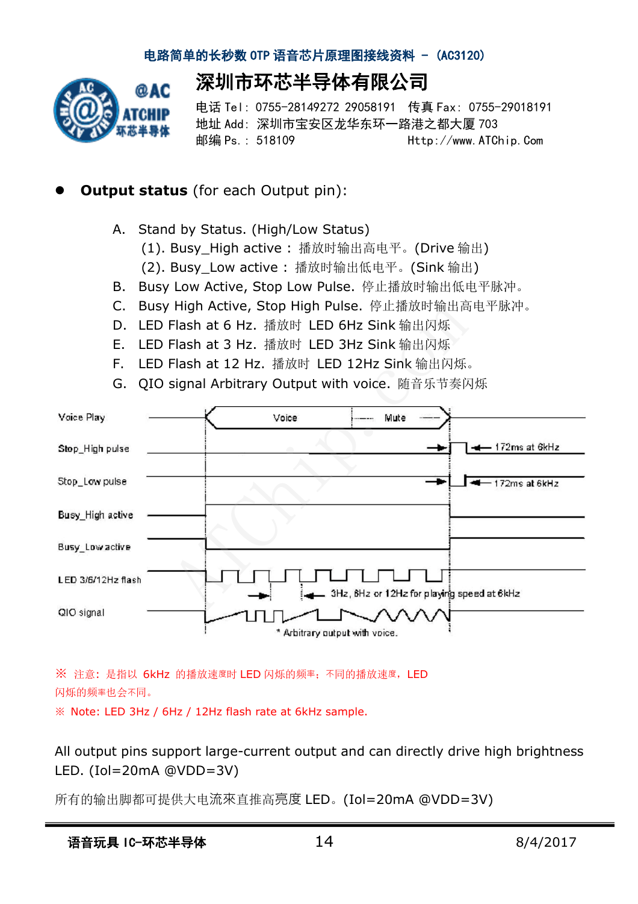- **Output status** (for each Output pin):

  A. Stand by Status. (High/Low Status)
     (1). Busy_High active： 播放时输出高电平。(Drive 输出)
     (2). Busy_Low active： 播放时输出低电平。(Sink 输出)
  B. Busy Low Active, Stop Low Pulse. 停止播放时输出低电平脉冲。
  C. Busy High Active, Stop High Pulse. 停止播放时输出高电平脉冲。
  D. LED Flash at 6 Hz. 播放时 LED 6Hz Sink 输出闪烁
  E. LED Flash at 3 Hz. 播放时 LED 3Hz Sink 输出闪烁
  F. LED Flash at 12 Hz. 播放时 LED 12Hz Sink 输出闪烁。
  G. QIO signal Arbitrary Output with voice. 随音乐节奏闪烁

Voice Play — Voice — Mute

Stop_High pulse — 172ms at 6kHz

Stop_Low pulse — 172ms at 6kHz

Busy_High active

Busy_Low active

LED 3/6/12Hz flash — 3Hz, 6Hz or 12Hz for playing speed at 6kHz

QIO signal — * Arbitrary output with voice.

※ 注意：是指以 6kHz 的播放速度时 LED 闪烁的频率；不同的播放速度，LED 闪烁的频率也会不同。

※ Note: LED 3Hz / 6Hz / 12Hz flash rate at 6kHz sample.

All output pins support large-current output and can directly drive high brightness LED. (Iol=20mA @VDD=3V)

所有的输出脚都可提供大电流來直推高亮度 LED。(Iol=20mA @VDD=3V)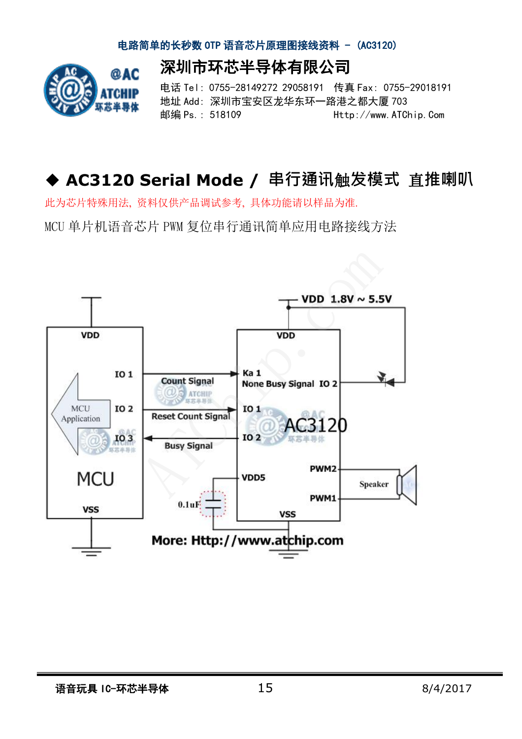## ◆ AC3120 Serial Mode / 串行通讯触发模式 直推喇叭

此为芯片特殊用法，资料仅供产品调试参考，具体功能请以样品为准.

MCU 单片机语音芯片 PWM 复位串行通讯简单应用电路接线方法

VDD 1.8V ~ 5.5V

VDD

IO 1

Count Signal

Ka 1

None Busy Signal IO 2

MCU Application

IO 2

Reset Count Signal

IO 1

AC3120

IO 3

Busy Signal

IO 2

MCU

PWM2

VDD5

Speaker

0.1uF

PWM1

VSS

VSS

More: Http://www.atchip.com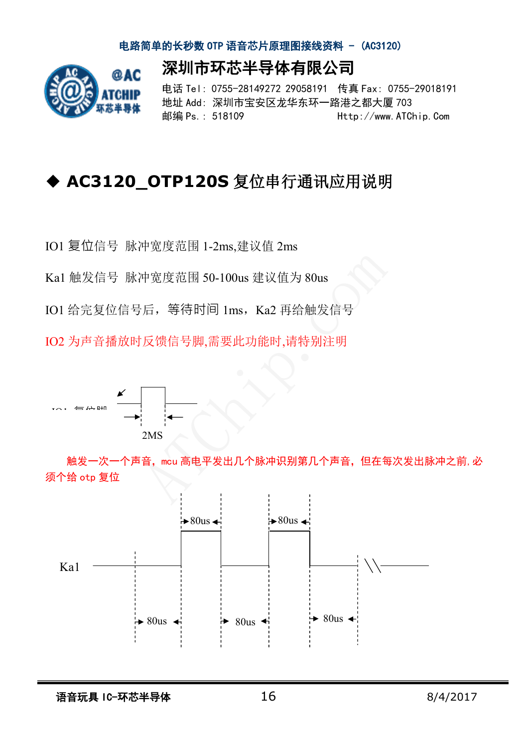## ◆ AC3120_OTP120S 复位串行通讯应用说明

IO1 复位信号 脉冲宽度范围 1-2ms,建议值 2ms

Ka1 触发信号 脉冲宽度范围 50-100us 建议值为 80us

IO1 给完复位信号后，等待时间 1ms，Ka2 再给触发信号

IO2 为声音播放时反馈信号脚,需要此功能时,请特别注明

IO1 复位脚

2MS

触发一次一个声音，mcu 高电平发出几个脉冲识别第几个声音，但在每次发出脉冲之前,必须个给 otp 复位

Ka1

80us

80us

80us

80us

80us